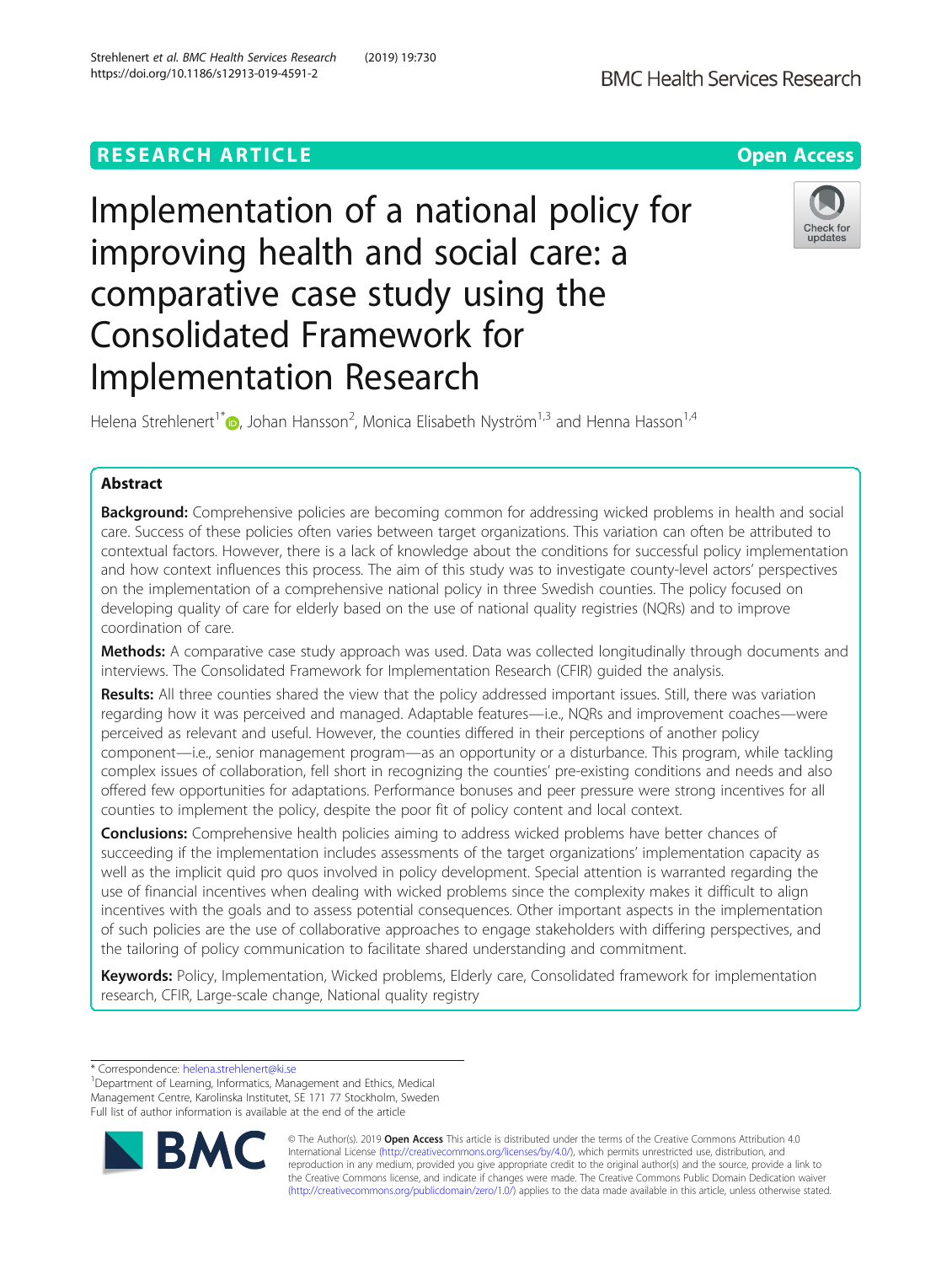RESEARCH ARTICLE

Open Access

# Implementation of a national policy for improving health and social care: a comparative case study using the Consolidated Framework for Implementation Research

Helena Strehlenert[1*], Johan Hansson[2], Monica Elisabeth Nyström[1,3] and Henna Hasson[1,4]

## Abstract

**Background:** Comprehensive policies are becoming common for addressing wicked problems in health and social care. Success of these policies often varies between target organizations. This variation can often be attributed to contextual factors. However, there is a lack of knowledge about the conditions for successful policy implementation and how context influences this process. The aim of this study was to investigate county-level actors' perspectives on the implementation of a comprehensive national policy in three Swedish counties. The policy focused on developing quality of care for elderly based on the use of national quality registries (NQRs) and to improve coordination of care.

**Methods:** A comparative case study approach was used. Data was collected longitudinally through documents and interviews. The Consolidated Framework for Implementation Research (CFIR) guided the analysis.

**Results:** All three counties shared the view that the policy addressed important issues. Still, there was variation regarding how it was perceived and managed. Adaptable features—i.e., NQRs and improvement coaches—were perceived as relevant and useful. However, the counties differed in their perceptions of another policy component—i.e., senior management program—as an opportunity or a disturbance. This program, while tackling complex issues of collaboration, fell short in recognizing the counties' pre-existing conditions and needs and also offered few opportunities for adaptations. Performance bonuses and peer pressure were strong incentives for all counties to implement the policy, despite the poor fit of policy content and local context.

**Conclusions:** Comprehensive health policies aiming to address wicked problems have better chances of succeeding if the implementation includes assessments of the target organizations' implementation capacity as well as the implicit quid pro quos involved in policy development. Special attention is warranted regarding the use of financial incentives when dealing with wicked problems since the complexity makes it difficult to align incentives with the goals and to assess potential consequences. Other important aspects in the implementation of such policies are the use of collaborative approaches to engage stakeholders with differing perspectives, and the tailoring of policy communication to facilitate shared understanding and commitment.

**Keywords:** Policy, Implementation, Wicked problems, Elderly care, Consolidated framework for implementation research, CFIR, Large-scale change, National quality registry

\* Correspondence: helena.strehlenert@ki.se

[1]Department of Learning, Informatics, Management and Ethics, Medical Management Centre, Karolinska Institutet, SE 171 77 Stockholm, Sweden

Full list of author information is available at the end of the article

© The Author(s). 2019 **Open Access** This article is distributed under the terms of the Creative Commons Attribution 4.0 International License (http://creativecommons.org/licenses/by/4.0/), which permits unrestricted use, distribution, and reproduction in any medium, provided you give appropriate credit to the original author(s) and the source, provide a link to the Creative Commons license, and indicate if changes were made. The Creative Commons Public Domain Dedication waiver (http://creativecommons.org/publicdomain/zero/1.0/) applies to the data made available in this article, unless otherwise stated.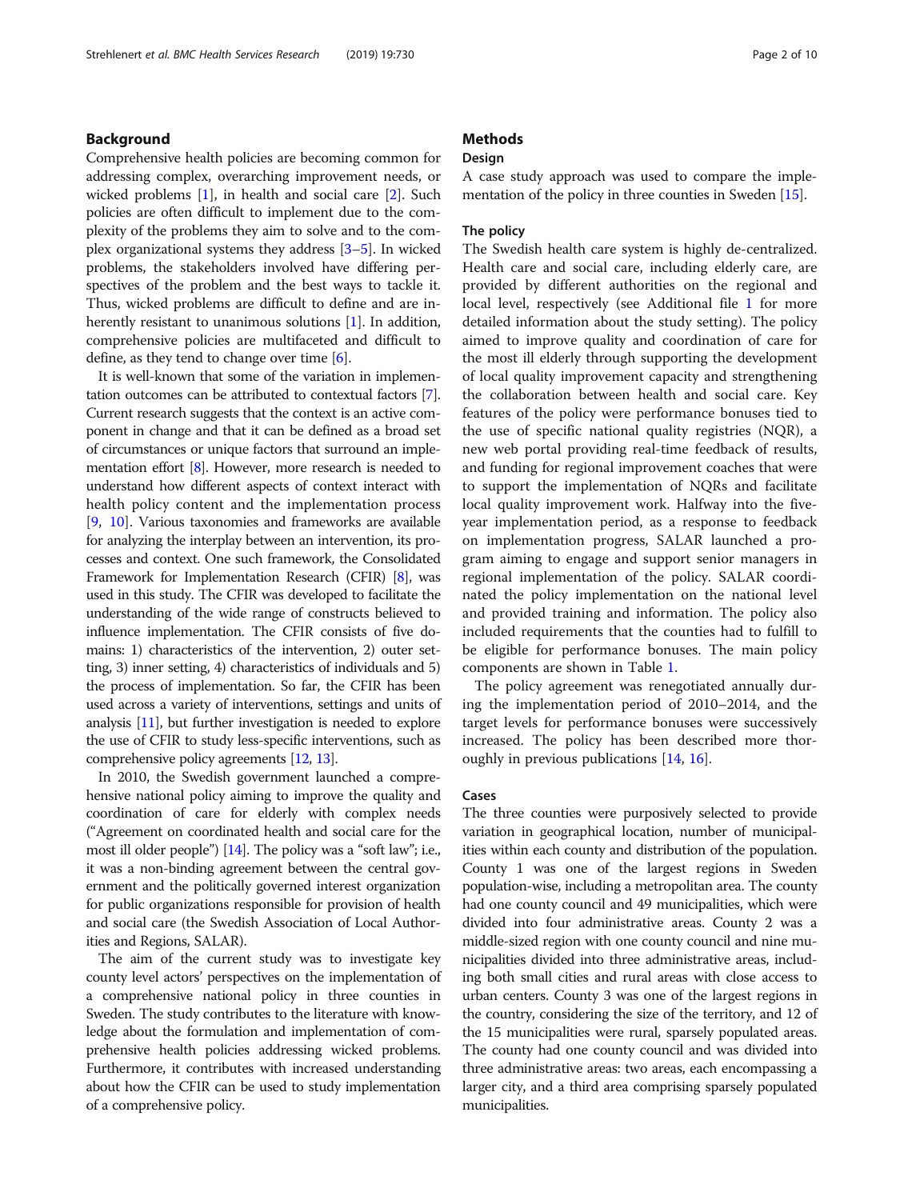## Background

Comprehensive health policies are becoming common for addressing complex, overarching improvement needs, or wicked problems [1], in health and social care [2]. Such policies are often difficult to implement due to the complexity of the problems they aim to solve and to the complex organizational systems they address [3–5]. In wicked problems, the stakeholders involved have differing perspectives of the problem and the best ways to tackle it. Thus, wicked problems are difficult to define and are inherently resistant to unanimous solutions [1]. In addition, comprehensive policies are multifaceted and difficult to define, as they tend to change over time [6].

It is well-known that some of the variation in implementation outcomes can be attributed to contextual factors [7]. Current research suggests that the context is an active component in change and that it can be defined as a broad set of circumstances or unique factors that surround an implementation effort [8]. However, more research is needed to understand how different aspects of context interact with health policy content and the implementation process [9, 10]. Various taxonomies and frameworks are available for analyzing the interplay between an intervention, its processes and context. One such framework, the Consolidated Framework for Implementation Research (CFIR) [8], was used in this study. The CFIR was developed to facilitate the understanding of the wide range of constructs believed to influence implementation. The CFIR consists of five domains: 1) characteristics of the intervention, 2) outer setting, 3) inner setting, 4) characteristics of individuals and 5) the process of implementation. So far, the CFIR has been used across a variety of interventions, settings and units of analysis [11], but further investigation is needed to explore the use of CFIR to study less-specific interventions, such as comprehensive policy agreements [12, 13].

In 2010, the Swedish government launched a comprehensive national policy aiming to improve the quality and coordination of care for elderly with complex needs ("Agreement on coordinated health and social care for the most ill older people") [14]. The policy was a "soft law"; i.e., it was a non-binding agreement between the central government and the politically governed interest organization for public organizations responsible for provision of health and social care (the Swedish Association of Local Authorities and Regions, SALAR).

The aim of the current study was to investigate key county level actors' perspectives on the implementation of a comprehensive national policy in three counties in Sweden. The study contributes to the literature with knowledge about the formulation and implementation of comprehensive health policies addressing wicked problems. Furthermore, it contributes with increased understanding about how the CFIR can be used to study implementation of a comprehensive policy.

## Methods

### Design

A case study approach was used to compare the implementation of the policy in three counties in Sweden [15].

### The policy

The Swedish health care system is highly de-centralized. Health care and social care, including elderly care, are provided by different authorities on the regional and local level, respectively (see Additional file 1 for more detailed information about the study setting). The policy aimed to improve quality and coordination of care for the most ill elderly through supporting the development of local quality improvement capacity and strengthening the collaboration between health and social care. Key features of the policy were performance bonuses tied to the use of specific national quality registries (NQR), a new web portal providing real-time feedback of results, and funding for regional improvement coaches that were to support the implementation of NQRs and facilitate local quality improvement work. Halfway into the five-year implementation period, as a response to feedback on implementation progress, SALAR launched a program aiming to engage and support senior managers in regional implementation of the policy. SALAR coordinated the policy implementation on the national level and provided training and information. The policy also included requirements that the counties had to fulfill to be eligible for performance bonuses. The main policy components are shown in Table 1.

The policy agreement was renegotiated annually during the implementation period of 2010–2014, and the target levels for performance bonuses were successively increased. The policy has been described more thoroughly in previous publications [14, 16].

### Cases

The three counties were purposively selected to provide variation in geographical location, number of municipalities within each county and distribution of the population. County 1 was one of the largest regions in Sweden population-wise, including a metropolitan area. The county had one county council and 49 municipalities, which were divided into four administrative areas. County 2 was a middle-sized region with one county council and nine municipalities divided into three administrative areas, including both small cities and rural areas with close access to urban centers. County 3 was one of the largest regions in the country, considering the size of the territory, and 12 of the 15 municipalities were rural, sparsely populated areas. The county had one county council and was divided into three administrative areas: two areas, each encompassing a larger city, and a third area comprising sparsely populated municipalities.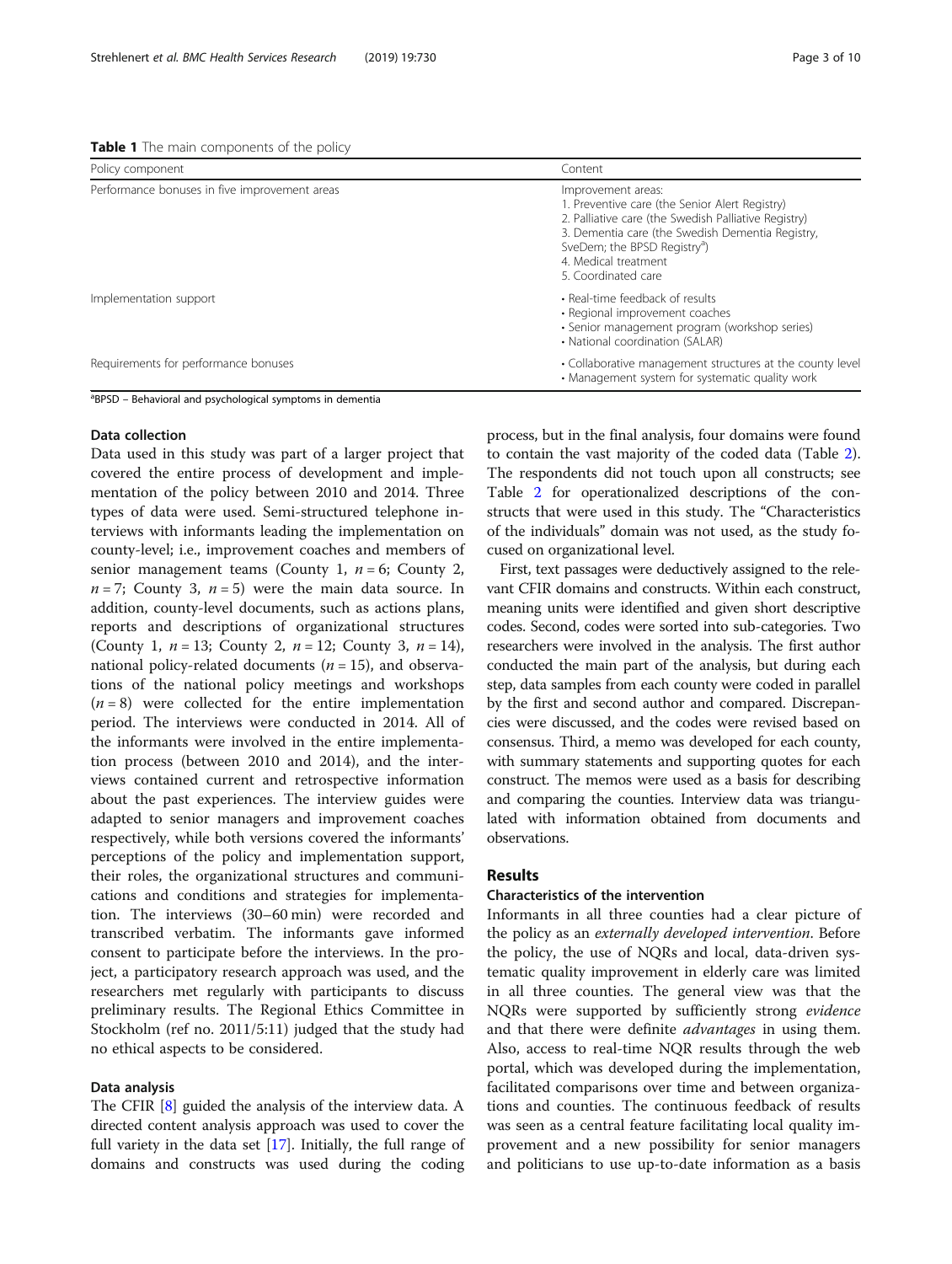**Table 1** The main components of the policy

| Policy component | Content |
|---|---|
| Performance bonuses in five improvement areas | Improvement areas:<br>1. Preventive care (the Senior Alert Registry)<br>2. Palliative care (the Swedish Palliative Registry)<br>3. Dementia care (the Swedish Dementia Registry, SveDem; the BPSD Registry[a])<br>4. Medical treatment<br>5. Coordinated care |
| Implementation support | • Real-time feedback of results<br>• Regional improvement coaches<br>• Senior management program (workshop series)<br>• National coordination (SALAR) |
| Requirements for performance bonuses | • Collaborative management structures at the county level<br>• Management system for systematic quality work |

[a]BPSD – Behavioral and psychological symptoms in dementia

### Data collection

Data used in this study was part of a larger project that covered the entire process of development and implementation of the policy between 2010 and 2014. Three types of data were used. Semi-structured telephone interviews with informants leading the implementation on county-level; i.e., improvement coaches and members of senior management teams (County 1, $n = 6$; County 2, $n = 7$; County 3, $n = 5$) were the main data source. In addition, county-level documents, such as actions plans, reports and descriptions of organizational structures (County 1, $n = 13$; County 2, $n = 12$; County 3, $n = 14$), national policy-related documents ($n = 15$), and observations of the national policy meetings and workshops ($n = 8$) were collected for the entire implementation period. The interviews were conducted in 2014. All of the informants were involved in the entire implementation process (between 2010 and 2014), and the interviews contained current and retrospective information about the past experiences. The interview guides were adapted to senior managers and improvement coaches respectively, while both versions covered the informants' perceptions of the policy and implementation support, their roles, the organizational structures and communications and conditions and strategies for implementation. The interviews (30–60 min) were recorded and transcribed verbatim. The informants gave informed consent to participate before the interviews. In the project, a participatory research approach was used, and the researchers met regularly with participants to discuss preliminary results. The Regional Ethics Committee in Stockholm (ref no. 2011/5:11) judged that the study had no ethical aspects to be considered.

### Data analysis

The CFIR [8] guided the analysis of the interview data. A directed content analysis approach was used to cover the full variety in the data set [17]. Initially, the full range of domains and constructs was used during the coding process, but in the final analysis, four domains were found to contain the vast majority of the coded data (Table 2). The respondents did not touch upon all constructs; see Table 2 for operationalized descriptions of the constructs that were used in this study. The "Characteristics of the individuals" domain was not used, as the study focused on organizational level.

First, text passages were deductively assigned to the relevant CFIR domains and constructs. Within each construct, meaning units were identified and given short descriptive codes. Second, codes were sorted into sub-categories. Two researchers were involved in the analysis. The first author conducted the main part of the analysis, but during each step, data samples from each county were coded in parallel by the first and second author and compared. Discrepancies were discussed, and the codes were revised based on consensus. Third, a memo was developed for each county, with summary statements and supporting quotes for each construct. The memos were used as a basis for describing and comparing the counties. Interview data was triangulated with information obtained from documents and observations.

## Results

### Characteristics of the intervention

Informants in all three counties had a clear picture of the policy as an *externally developed intervention*. Before the policy, the use of NQRs and local, data-driven systematic quality improvement in elderly care was limited in all three counties. The general view was that the NQRs were supported by sufficiently strong *evidence* and that there were definite *advantages* in using them. Also, access to real-time NQR results through the web portal, which was developed during the implementation, facilitated comparisons over time and between organizations and counties. The continuous feedback of results was seen as a central feature facilitating local quality improvement and a new possibility for senior managers and politicians to use up-to-date information as a basis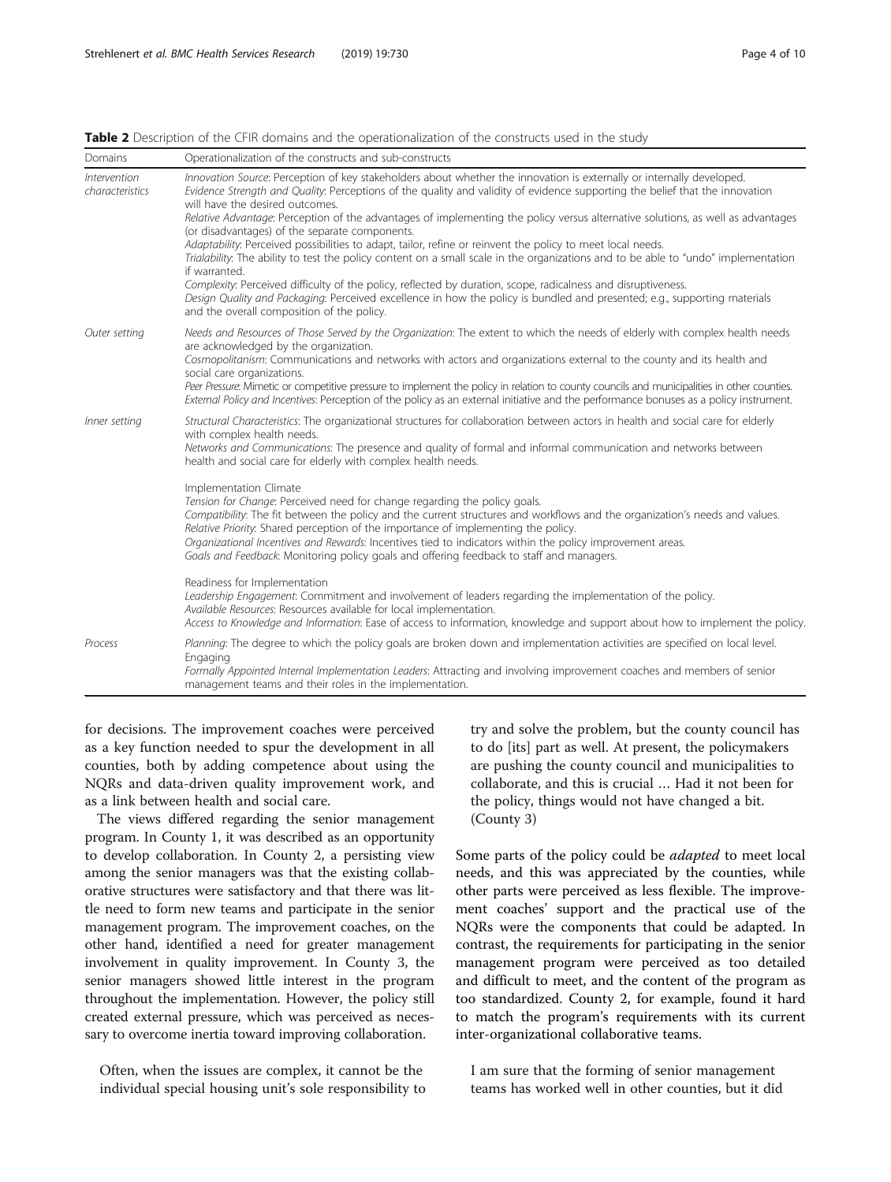**Table 2** Description of the CFIR domains and the operationalization of the constructs used in the study

| Domains | Operationalization of the constructs and sub-constructs |
|---|---|
| *Intervention characteristics* | *Innovation Source*: Perception of key stakeholders about whether the innovation is externally or internally developed.<br>*Evidence Strength and Quality*: Perceptions of the quality and validity of evidence supporting the belief that the innovation will have the desired outcomes.<br>*Relative Advantage*: Perception of the advantages of implementing the policy versus alternative solutions, as well as advantages (or disadvantages) of the separate components.<br>*Adaptability*: Perceived possibilities to adapt, tailor, refine or reinvent the policy to meet local needs.<br>*Trialability*: The ability to test the policy content on a small scale in the organizations and to be able to "undo" implementation if warranted.<br>*Complexity*: Perceived difficulty of the policy, reflected by duration, scope, radicalness and disruptiveness.<br>*Design Quality and Packaging*: Perceived excellence in how the policy is bundled and presented; e.g., supporting materials and the overall composition of the policy. |
| *Outer setting* | *Needs and Resources of Those Served by the Organization*: The extent to which the needs of elderly with complex health needs are acknowledged by the organization.<br>*Cosmopolitanism*: Communications and networks with actors and organizations external to the county and its health and social care organizations.<br>*Peer Pressure*: Mimetic or competitive pressure to implement the policy in relation to county councils and municipalities in other counties.<br>*External Policy and Incentives*: Perception of the policy as an external initiative and the performance bonuses as a policy instrument. |
| *Inner setting* | *Structural Characteristics*: The organizational structures for collaboration between actors in health and social care for elderly with complex health needs.<br>*Networks and Communications*: The presence and quality of formal and informal communication and networks between health and social care for elderly with complex health needs.<br><br>Implementation Climate<br>*Tension for Change*: Perceived need for change regarding the policy goals.<br>*Compatibility*: The fit between the policy and the current structures and workflows and the organization's needs and values.<br>*Relative Priority*: Shared perception of the importance of implementing the policy.<br>*Organizational Incentives and Rewards*: Incentives tied to indicators within the policy improvement areas.<br>*Goals and Feedback*: Monitoring policy goals and offering feedback to staff and managers.<br><br>Readiness for Implementation<br>*Leadership Engagement*: Commitment and involvement of leaders regarding the implementation of the policy.<br>*Available Resources*: Resources available for local implementation.<br>*Access to Knowledge and Information*: Ease of access to information, knowledge and support about how to implement the policy. |
| *Process* | *Planning*: The degree to which the policy goals are broken down and implementation activities are specified on local level.<br>Engaging<br>*Formally Appointed Internal Implementation Leaders*: Attracting and involving improvement coaches and members of senior management teams and their roles in the implementation. |

for decisions. The improvement coaches were perceived as a key function needed to spur the development in all counties, both by adding competence about using the NQRs and data-driven quality improvement work, and as a link between health and social care.

The views differed regarding the senior management program. In County 1, it was described as an opportunity to develop collaboration. In County 2, a persisting view among the senior managers was that the existing collaborative structures were satisfactory and that there was little need to form new teams and participate in the senior management program. The improvement coaches, on the other hand, identified a need for greater management involvement in quality improvement. In County 3, the senior managers showed little interest in the program throughout the implementation. However, the policy still created external pressure, which was perceived as necessary to overcome inertia toward improving collaboration.

> Often, when the issues are complex, it cannot be the individual special housing unit's sole responsibility to try and solve the problem, but the county council has to do [its] part as well. At present, the policymakers are pushing the county council and municipalities to collaborate, and this is crucial … Had it not been for the policy, things would not have changed a bit. (County 3)

Some parts of the policy could be *adapted* to meet local needs, and this was appreciated by the counties, while other parts were perceived as less flexible. The improvement coaches' support and the practical use of the NQRs were the components that could be adapted. In contrast, the requirements for participating in the senior management program were perceived as too detailed and difficult to meet, and the content of the program as too standardized. County 2, for example, found it hard to match the program's requirements with its current inter-organizational collaborative teams.

> I am sure that the forming of senior management teams has worked well in other counties, but it did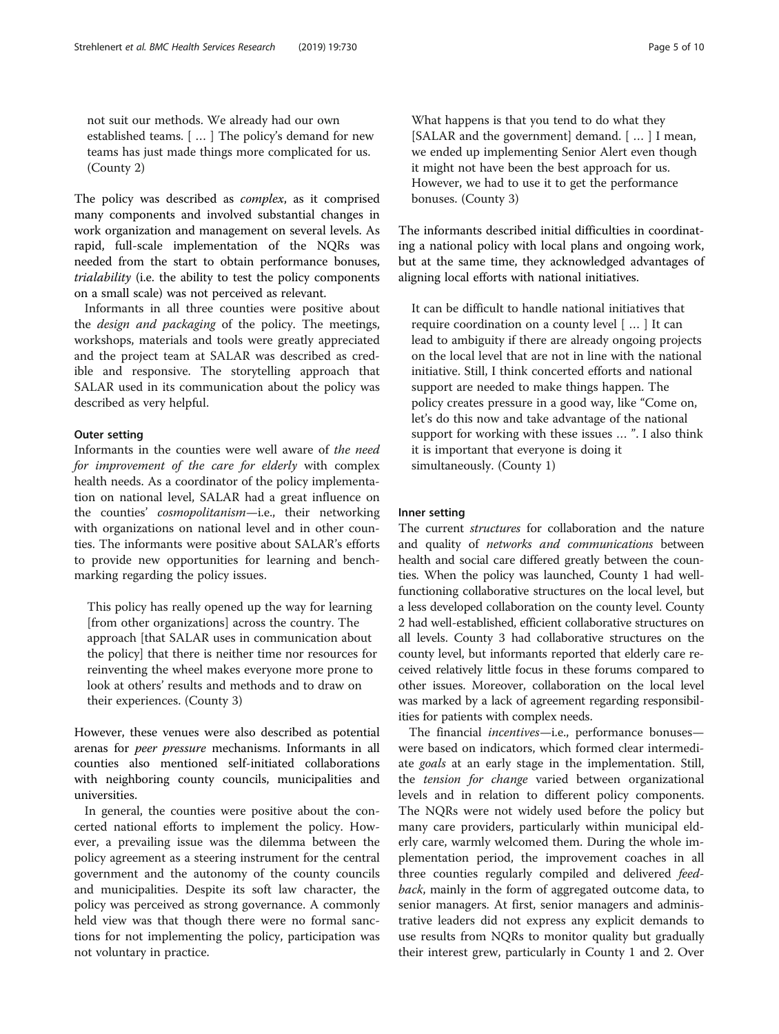> not suit our methods. We already had our own established teams. [ … ] The policy's demand for new teams has just made things more complicated for us. (County 2)

The policy was described as *complex*, as it comprised many components and involved substantial changes in work organization and management on several levels. As rapid, full-scale implementation of the NQRs was needed from the start to obtain performance bonuses, *trialability* (i.e. the ability to test the policy components on a small scale) was not perceived as relevant.

Informants in all three counties were positive about the *design and packaging* of the policy. The meetings, workshops, materials and tools were greatly appreciated and the project team at SALAR was described as credible and responsive. The storytelling approach that SALAR used in its communication about the policy was described as very helpful.

#### Outer setting

Informants in the counties were well aware of *the need for improvement of the care for elderly* with complex health needs. As a coordinator of the policy implementation on national level, SALAR had a great influence on the counties' *cosmopolitanism*—i.e., their networking with organizations on national level and in other counties. The informants were positive about SALAR's efforts to provide new opportunities for learning and benchmarking regarding the policy issues.

> This policy has really opened up the way for learning [from other organizations] across the country. The approach [that SALAR uses in communication about the policy] that there is neither time nor resources for reinventing the wheel makes everyone more prone to look at others' results and methods and to draw on their experiences. (County 3)

However, these venues were also described as potential arenas for *peer pressure* mechanisms. Informants in all counties also mentioned self-initiated collaborations with neighboring county councils, municipalities and universities.

In general, the counties were positive about the concerted national efforts to implement the policy. However, a prevailing issue was the dilemma between the policy agreement as a steering instrument for the central government and the autonomy of the county councils and municipalities. Despite its soft law character, the policy was perceived as strong governance. A commonly held view was that though there were no formal sanctions for not implementing the policy, participation was not voluntary in practice.

> What happens is that you tend to do what they [SALAR and the government] demand. [ … ] I mean, we ended up implementing Senior Alert even though it might not have been the best approach for us. However, we had to use it to get the performance bonuses. (County 3)

The informants described initial difficulties in coordinating a national policy with local plans and ongoing work, but at the same time, they acknowledged advantages of aligning local efforts with national initiatives.

> It can be difficult to handle national initiatives that require coordination on a county level [ … ] It can lead to ambiguity if there are already ongoing projects on the local level that are not in line with the national initiative. Still, I think concerted efforts and national support are needed to make things happen. The policy creates pressure in a good way, like "Come on, let's do this now and take advantage of the national support for working with these issues … ". I also think it is important that everyone is doing it simultaneously. (County 1)

#### Inner setting

The current *structures* for collaboration and the nature and quality of *networks and communications* between health and social care differed greatly between the counties. When the policy was launched, County 1 had well-functioning collaborative structures on the local level, but a less developed collaboration on the county level. County 2 had well-established, efficient collaborative structures on all levels. County 3 had collaborative structures on the county level, but informants reported that elderly care received relatively little focus in these forums compared to other issues. Moreover, collaboration on the local level was marked by a lack of agreement regarding responsibilities for patients with complex needs.

The financial *incentives*—i.e., performance bonuses—were based on indicators, which formed clear intermediate *goals* at an early stage in the implementation. Still, the *tension for change* varied between organizational levels and in relation to different policy components. The NQRs were not widely used before the policy but many care providers, particularly within municipal elderly care, warmly welcomed them. During the whole implementation period, the improvement coaches in all three counties regularly compiled and delivered *feedback*, mainly in the form of aggregated outcome data, to senior managers. At first, senior managers and administrative leaders did not express any explicit demands to use results from NQRs to monitor quality but gradually their interest grew, particularly in County 1 and 2. Over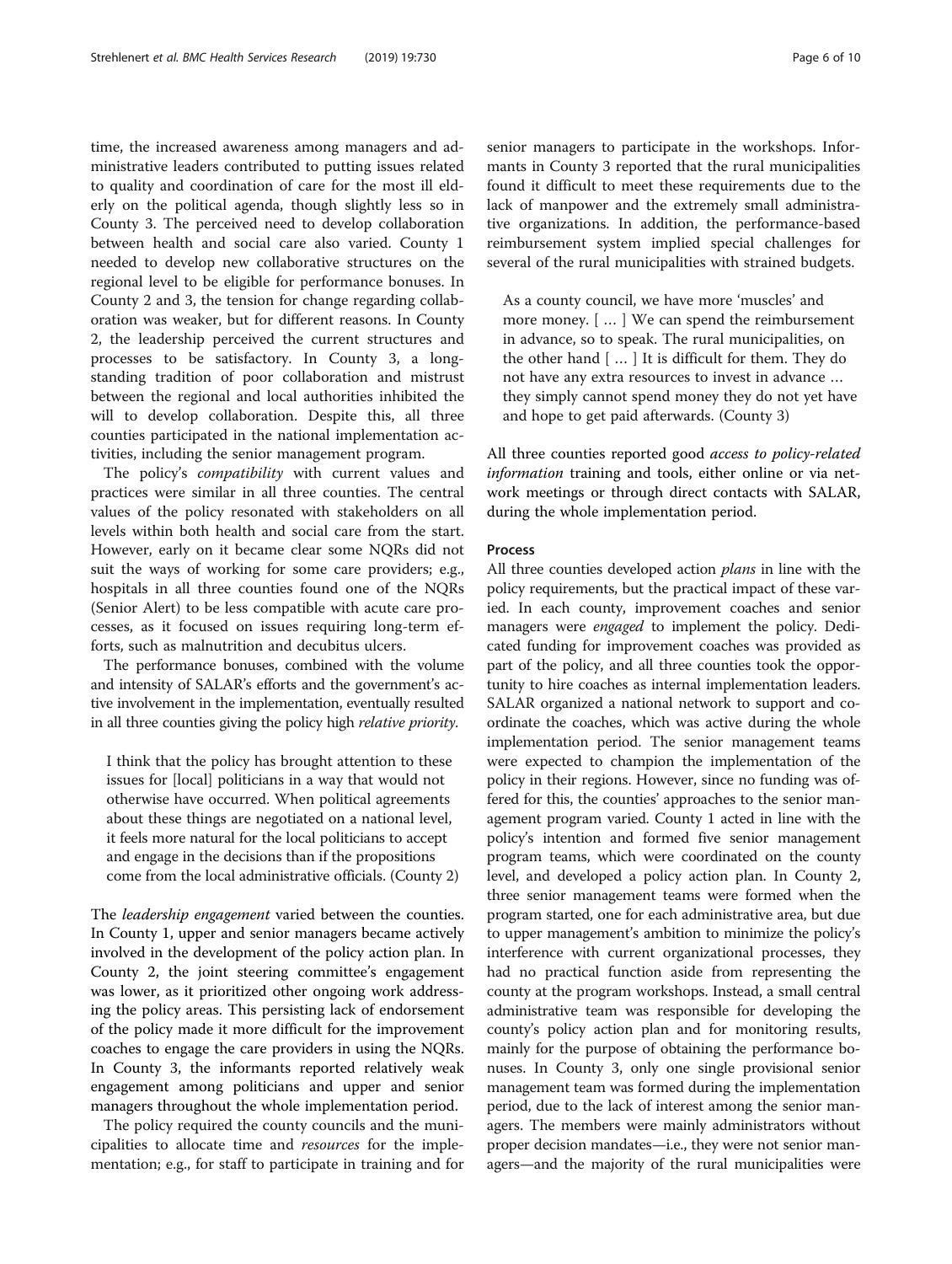time, the increased awareness among managers and administrative leaders contributed to putting issues related to quality and coordination of care for the most ill elderly on the political agenda, though slightly less so in County 3. The perceived need to develop collaboration between health and social care also varied. County 1 needed to develop new collaborative structures on the regional level to be eligible for performance bonuses. In County 2 and 3, the tension for change regarding collaboration was weaker, but for different reasons. In County 2, the leadership perceived the current structures and processes to be satisfactory. In County 3, a long-standing tradition of poor collaboration and mistrust between the regional and local authorities inhibited the will to develop collaboration. Despite this, all three counties participated in the national implementation activities, including the senior management program.

The policy's *compatibility* with current values and practices were similar in all three counties. The central values of the policy resonated with stakeholders on all levels within both health and social care from the start. However, early on it became clear some NQRs did not suit the ways of working for some care providers; e.g., hospitals in all three counties found one of the NQRs (Senior Alert) to be less compatible with acute care processes, as it focused on issues requiring long-term efforts, such as malnutrition and decubitus ulcers.

The performance bonuses, combined with the volume and intensity of SALAR's efforts and the government's active involvement in the implementation, eventually resulted in all three counties giving the policy high *relative priority.*

> I think that the policy has brought attention to these issues for [local] politicians in a way that would not otherwise have occurred. When political agreements about these things are negotiated on a national level, it feels more natural for the local politicians to accept and engage in the decisions than if the propositions come from the local administrative officials. (County 2)

The *leadership engagement* varied between the counties. In County 1, upper and senior managers became actively involved in the development of the policy action plan. In County 2, the joint steering committee's engagement was lower, as it prioritized other ongoing work addressing the policy areas. This persisting lack of endorsement of the policy made it more difficult for the improvement coaches to engage the care providers in using the NQRs. In County 3, the informants reported relatively weak engagement among politicians and upper and senior managers throughout the whole implementation period.

The policy required the county councils and the municipalities to allocate time and *resources* for the implementation; e.g., for staff to participate in training and for senior managers to participate in the workshops. Informants in County 3 reported that the rural municipalities found it difficult to meet these requirements due to the lack of manpower and the extremely small administrative organizations. In addition, the performance-based reimbursement system implied special challenges for several of the rural municipalities with strained budgets.

> As a county council, we have more 'muscles' and more money. [ … ] We can spend the reimbursement in advance, so to speak. The rural municipalities, on the other hand [ … ] It is difficult for them. They do not have any extra resources to invest in advance … they simply cannot spend money they do not yet have and hope to get paid afterwards. (County 3)

All three counties reported good *access to policy-related information* training and tools, either online or via network meetings or through direct contacts with SALAR, during the whole implementation period.

### Process

All three counties developed action *plans* in line with the policy requirements, but the practical impact of these varied. In each county, improvement coaches and senior managers were *engaged* to implement the policy. Dedicated funding for improvement coaches was provided as part of the policy, and all three counties took the opportunity to hire coaches as internal implementation leaders. SALAR organized a national network to support and coordinate the coaches, which was active during the whole implementation period. The senior management teams were expected to champion the implementation of the policy in their regions. However, since no funding was offered for this, the counties' approaches to the senior management program varied. County 1 acted in line with the policy's intention and formed five senior management program teams, which were coordinated on the county level, and developed a policy action plan. In County 2, three senior management teams were formed when the program started, one for each administrative area, but due to upper management's ambition to minimize the policy's interference with current organizational processes, they had no practical function aside from representing the county at the program workshops. Instead, a small central administrative team was responsible for developing the county's policy action plan and for monitoring results, mainly for the purpose of obtaining the performance bonuses. In County 3, only one single provisional senior management team was formed during the implementation period, due to the lack of interest among the senior managers. The members were mainly administrators without proper decision mandates—i.e., they were not senior managers—and the majority of the rural municipalities were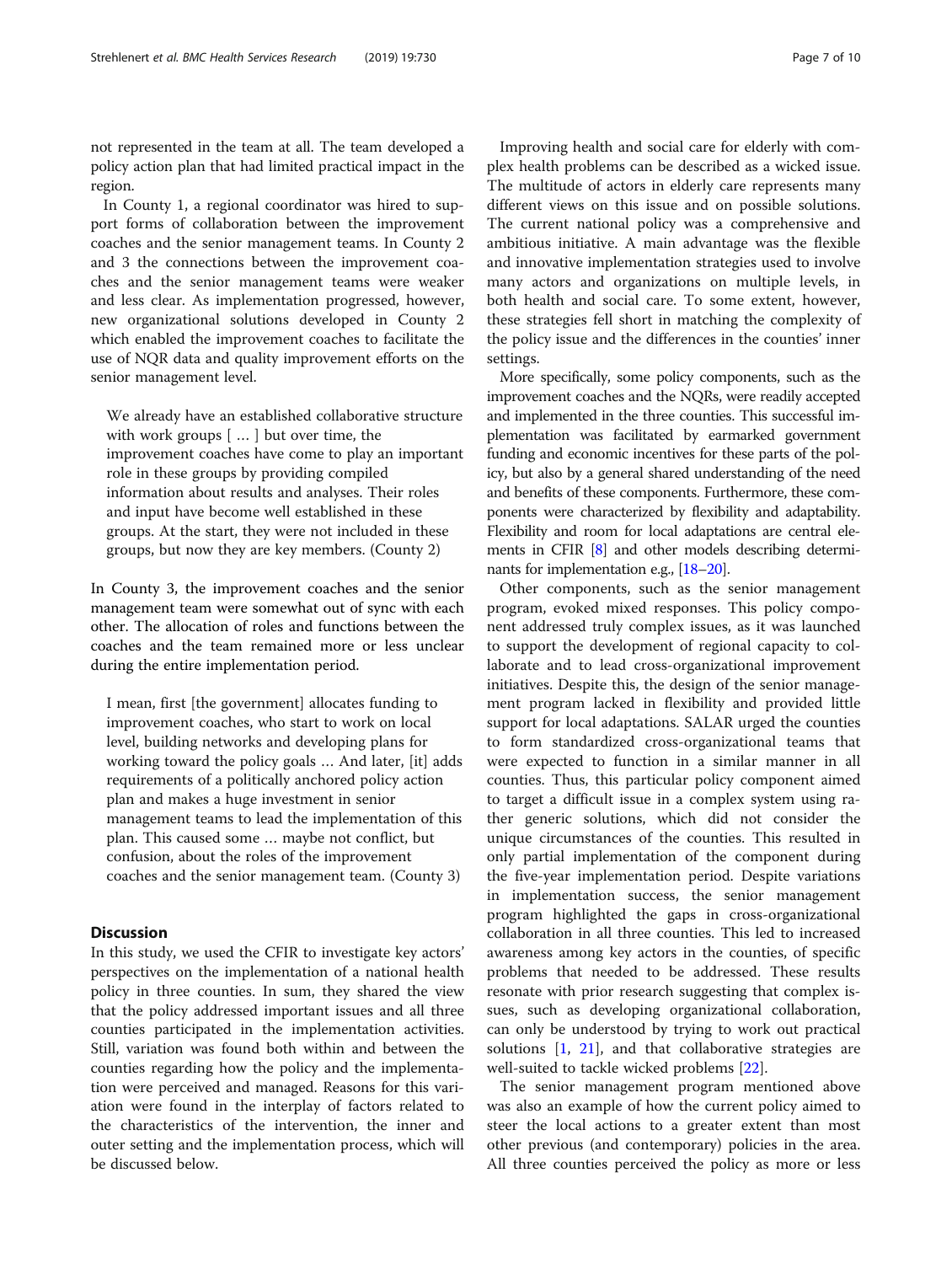not represented in the team at all. The team developed a policy action plan that had limited practical impact in the region.

In County 1, a regional coordinator was hired to support forms of collaboration between the improvement coaches and the senior management teams. In County 2 and 3 the connections between the improvement coaches and the senior management teams were weaker and less clear. As implementation progressed, however, new organizational solutions developed in County 2 which enabled the improvement coaches to facilitate the use of NQR data and quality improvement efforts on the senior management level.

> We already have an established collaborative structure with work groups [ … ] but over time, the improvement coaches have come to play an important role in these groups by providing compiled information about results and analyses. Their roles and input have become well established in these groups. At the start, they were not included in these groups, but now they are key members. (County 2)

In County 3, the improvement coaches and the senior management team were somewhat out of sync with each other. The allocation of roles and functions between the coaches and the team remained more or less unclear during the entire implementation period.

> I mean, first [the government] allocates funding to improvement coaches, who start to work on local level, building networks and developing plans for working toward the policy goals … And later, [it] adds requirements of a politically anchored policy action plan and makes a huge investment in senior management teams to lead the implementation of this plan. This caused some … maybe not conflict, but confusion, about the roles of the improvement coaches and the senior management team. (County 3)

## Discussion

In this study, we used the CFIR to investigate key actors' perspectives on the implementation of a national health policy in three counties. In sum, they shared the view that the policy addressed important issues and all three counties participated in the implementation activities. Still, variation was found both within and between the counties regarding how the policy and the implementation were perceived and managed. Reasons for this variation were found in the interplay of factors related to the characteristics of the intervention, the inner and outer setting and the implementation process, which will be discussed below.

Improving health and social care for elderly with complex health problems can be described as a wicked issue. The multitude of actors in elderly care represents many different views on this issue and on possible solutions. The current national policy was a comprehensive and ambitious initiative. A main advantage was the flexible and innovative implementation strategies used to involve many actors and organizations on multiple levels, in both health and social care. To some extent, however, these strategies fell short in matching the complexity of the policy issue and the differences in the counties' inner settings.

More specifically, some policy components, such as the improvement coaches and the NQRs, were readily accepted and implemented in the three counties. This successful implementation was facilitated by earmarked government funding and economic incentives for these parts of the policy, but also by a general shared understanding of the need and benefits of these components. Furthermore, these components were characterized by flexibility and adaptability. Flexibility and room for local adaptations are central elements in CFIR [8] and other models describing determinants for implementation e.g., [18–20].

Other components, such as the senior management program, evoked mixed responses. This policy component addressed truly complex issues, as it was launched to support the development of regional capacity to collaborate and to lead cross-organizational improvement initiatives. Despite this, the design of the senior management program lacked in flexibility and provided little support for local adaptations. SALAR urged the counties to form standardized cross-organizational teams that were expected to function in a similar manner in all counties. Thus, this particular policy component aimed to target a difficult issue in a complex system using rather generic solutions, which did not consider the unique circumstances of the counties. This resulted in only partial implementation of the component during the five-year implementation period. Despite variations in implementation success, the senior management program highlighted the gaps in cross-organizational collaboration in all three counties. This led to increased awareness among key actors in the counties, of specific problems that needed to be addressed. These results resonate with prior research suggesting that complex issues, such as developing organizational collaboration, can only be understood by trying to work out practical solutions [1, 21], and that collaborative strategies are well-suited to tackle wicked problems [22].

The senior management program mentioned above was also an example of how the current policy aimed to steer the local actions to a greater extent than most other previous (and contemporary) policies in the area. All three counties perceived the policy as more or less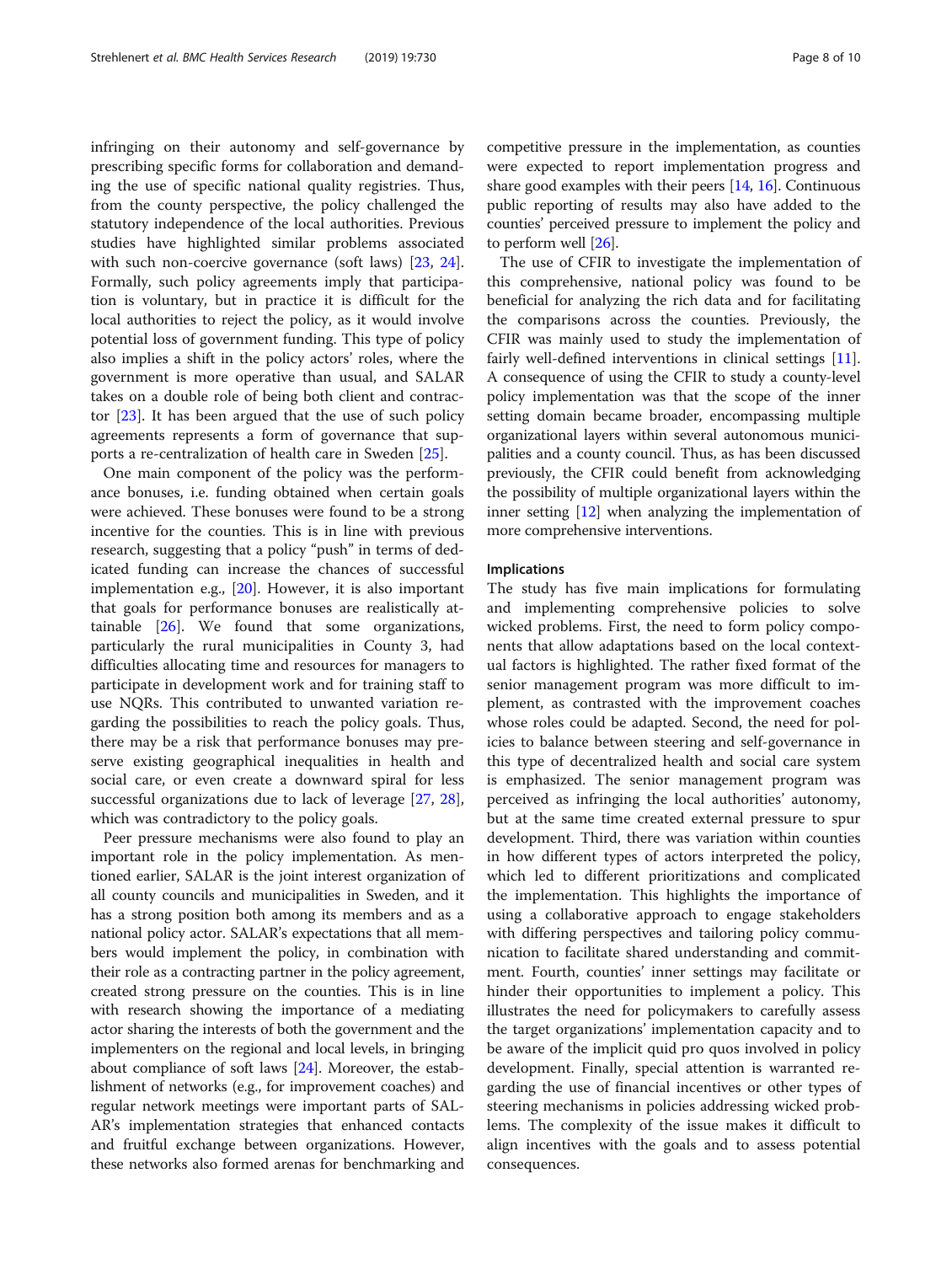infringing on their autonomy and self-governance by prescribing specific forms for collaboration and demanding the use of specific national quality registries. Thus, from the county perspective, the policy challenged the statutory independence of the local authorities. Previous studies have highlighted similar problems associated with such non-coercive governance (soft laws) [23, 24]. Formally, such policy agreements imply that participation is voluntary, but in practice it is difficult for the local authorities to reject the policy, as it would involve potential loss of government funding. This type of policy also implies a shift in the policy actors' roles, where the government is more operative than usual, and SALAR takes on a double role of being both client and contractor [23]. It has been argued that the use of such policy agreements represents a form of governance that supports a re-centralization of health care in Sweden [25].

One main component of the policy was the performance bonuses, i.e. funding obtained when certain goals were achieved. These bonuses were found to be a strong incentive for the counties. This is in line with previous research, suggesting that a policy "push" in terms of dedicated funding can increase the chances of successful implementation e.g., [20]. However, it is also important that goals for performance bonuses are realistically attainable [26]. We found that some organizations, particularly the rural municipalities in County 3, had difficulties allocating time and resources for managers to participate in development work and for training staff to use NQRs. This contributed to unwanted variation regarding the possibilities to reach the policy goals. Thus, there may be a risk that performance bonuses may preserve existing geographical inequalities in health and social care, or even create a downward spiral for less successful organizations due to lack of leverage [27, 28], which was contradictory to the policy goals.

Peer pressure mechanisms were also found to play an important role in the policy implementation. As mentioned earlier, SALAR is the joint interest organization of all county councils and municipalities in Sweden, and it has a strong position both among its members and as a national policy actor. SALAR's expectations that all members would implement the policy, in combination with their role as a contracting partner in the policy agreement, created strong pressure on the counties. This is in line with research showing the importance of a mediating actor sharing the interests of both the government and the implementers on the regional and local levels, in bringing about compliance of soft laws [24]. Moreover, the establishment of networks (e.g., for improvement coaches) and regular network meetings were important parts of SALAR's implementation strategies that enhanced contacts and fruitful exchange between organizations. However, these networks also formed arenas for benchmarking and competitive pressure in the implementation, as counties were expected to report implementation progress and share good examples with their peers [14, 16]. Continuous public reporting of results may also have added to the counties' perceived pressure to implement the policy and to perform well [26].

The use of CFIR to investigate the implementation of this comprehensive, national policy was found to be beneficial for analyzing the rich data and for facilitating the comparisons across the counties. Previously, the CFIR was mainly used to study the implementation of fairly well-defined interventions in clinical settings [11]. A consequence of using the CFIR to study a county-level policy implementation was that the scope of the inner setting domain became broader, encompassing multiple organizational layers within several autonomous municipalities and a county council. Thus, as has been discussed previously, the CFIR could benefit from acknowledging the possibility of multiple organizational layers within the inner setting [12] when analyzing the implementation of more comprehensive interventions.

## Implications

The study has five main implications for formulating and implementing comprehensive policies to solve wicked problems. First, the need to form policy components that allow adaptations based on the local contextual factors is highlighted. The rather fixed format of the senior management program was more difficult to implement, as contrasted with the improvement coaches whose roles could be adapted. Second, the need for policies to balance between steering and self-governance in this type of decentralized health and social care system is emphasized. The senior management program was perceived as infringing the local authorities' autonomy, but at the same time created external pressure to spur development. Third, there was variation within counties in how different types of actors interpreted the policy, which led to different prioritizations and complicated the implementation. This highlights the importance of using a collaborative approach to engage stakeholders with differing perspectives and tailoring policy communication to facilitate shared understanding and commitment. Fourth, counties' inner settings may facilitate or hinder their opportunities to implement a policy. This illustrates the need for policymakers to carefully assess the target organizations' implementation capacity and to be aware of the implicit quid pro quos involved in policy development. Finally, special attention is warranted regarding the use of financial incentives or other types of steering mechanisms in policies addressing wicked problems. The complexity of the issue makes it difficult to align incentives with the goals and to assess potential consequences.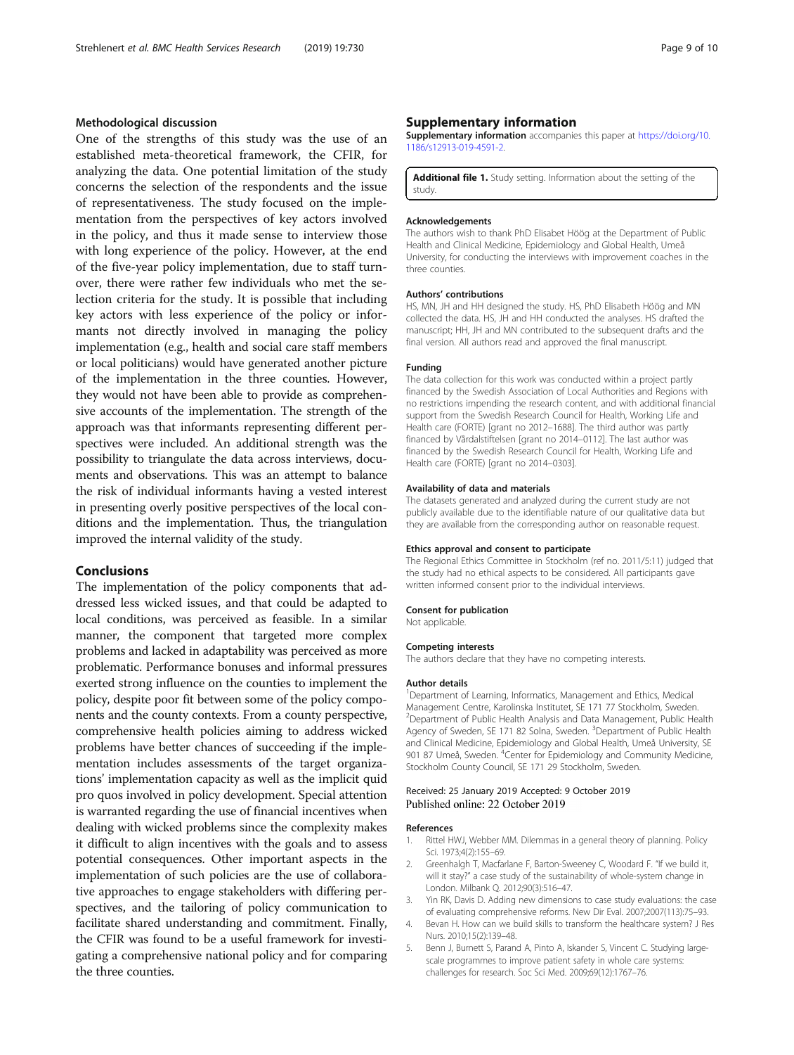### Methodological discussion

One of the strengths of this study was the use of an established meta-theoretical framework, the CFIR, for analyzing the data. One potential limitation of the study concerns the selection of the respondents and the issue of representativeness. The study focused on the implementation from the perspectives of key actors involved in the policy, and thus it made sense to interview those with long experience of the policy. However, at the end of the five-year policy implementation, due to staff turnover, there were rather few individuals who met the selection criteria for the study. It is possible that including key actors with less experience of the policy or informants not directly involved in managing the policy implementation (e.g., health and social care staff members or local politicians) would have generated another picture of the implementation in the three counties. However, they would not have been able to provide as comprehensive accounts of the implementation. The strength of the approach was that informants representing different perspectives were included. An additional strength was the possibility to triangulate the data across interviews, documents and observations. This was an attempt to balance the risk of individual informants having a vested interest in presenting overly positive perspectives of the local conditions and the implementation. Thus, the triangulation improved the internal validity of the study.

## Conclusions

The implementation of the policy components that addressed less wicked issues, and that could be adapted to local conditions, was perceived as feasible. In a similar manner, the component that targeted more complex problems and lacked in adaptability was perceived as more problematic. Performance bonuses and informal pressures exerted strong influence on the counties to implement the policy, despite poor fit between some of the policy components and the county contexts. From a county perspective, comprehensive health policies aiming to address wicked problems have better chances of succeeding if the implementation includes assessments of the target organizations' implementation capacity as well as the implicit quid pro quos involved in policy development. Special attention is warranted regarding the use of financial incentives when dealing with wicked problems since the complexity makes it difficult to align incentives with the goals and to assess potential consequences. Other important aspects in the implementation of such policies are the use of collaborative approaches to engage stakeholders with differing perspectives, and the tailoring of policy communication to facilitate shared understanding and commitment. Finally, the CFIR was found to be a useful framework for investigating a comprehensive national policy and for comparing the three counties.

## Supplementary information

**Supplementary information** accompanies this paper at https://doi.org/10.1186/s12913-019-4591-2.

**Additional file 1.** Study setting. Information about the setting of the study.

#### Acknowledgements

The authors wish to thank PhD Elisabet Höög at the Department of Public Health and Clinical Medicine, Epidemiology and Global Health, Umeå University, for conducting the interviews with improvement coaches in the three counties.

#### Authors' contributions

HS, MN, JH and HH designed the study. HS, PhD Elisabeth Höög and MN collected the data. HS, JH and HH conducted the analyses. HS drafted the manuscript; HH, JH and MN contributed to the subsequent drafts and the final version. All authors read and approved the final manuscript.

#### Funding

The data collection for this work was conducted within a project partly financed by the Swedish Association of Local Authorities and Regions with no restrictions impending the research content, and with additional financial support from the Swedish Research Council for Health, Working Life and Health care (FORTE) [grant no 2012–1688]. The third author was partly financed by Vårdalstiftelsen [grant no 2014–0112]. The last author was financed by the Swedish Research Council for Health, Working Life and Health care (FORTE) [grant no 2014–0303].

#### Availability of data and materials

The datasets generated and analyzed during the current study are not publicly available due to the identifiable nature of our qualitative data but they are available from the corresponding author on reasonable request.

#### Ethics approval and consent to participate

The Regional Ethics Committee in Stockholm (ref no. 2011/5:11) judged that the study had no ethical aspects to be considered. All participants gave written informed consent prior to the individual interviews.

#### Consent for publication

Not applicable.

#### Competing interests

The authors declare that they have no competing interests.

#### Author details

[1]Department of Learning, Informatics, Management and Ethics, Medical Management Centre, Karolinska Institutet, SE 171 77 Stockholm, Sweden. [2]Department of Public Health Analysis and Data Management, Public Health Agency of Sweden, SE 171 82 Solna, Sweden. [3]Department of Public Health and Clinical Medicine, Epidemiology and Global Health, Umeå University, SE 901 87 Umeå, Sweden. [4]Center for Epidemiology and Community Medicine, Stockholm County Council, SE 171 29 Stockholm, Sweden.

Received: 25 January 2019 Accepted: 9 October 2019
Published online: 22 October 2019

#### References

1. Rittel HWJ, Webber MM. Dilemmas in a general theory of planning. Policy Sci. 1973;4(2):155–69.
2. Greenhalgh T, Macfarlane F, Barton-Sweeney C, Woodard F. "If we build it, will it stay?" a case study of the sustainability of whole-system change in London. Milbank Q. 2012;90(3):516–47.
3. Yin RK, Davis D. Adding new dimensions to case study evaluations: the case of evaluating comprehensive reforms. New Dir Eval. 2007;2007(113):75–93.
4. Bevan H. How can we build skills to transform the healthcare system? J Res Nurs. 2010;15(2):139–48.
5. Benn J, Burnett S, Parand A, Pinto A, Iskander S, Vincent C. Studying large-scale programmes to improve patient safety in whole care systems: challenges for research. Soc Sci Med. 2009;69(12):1767–76.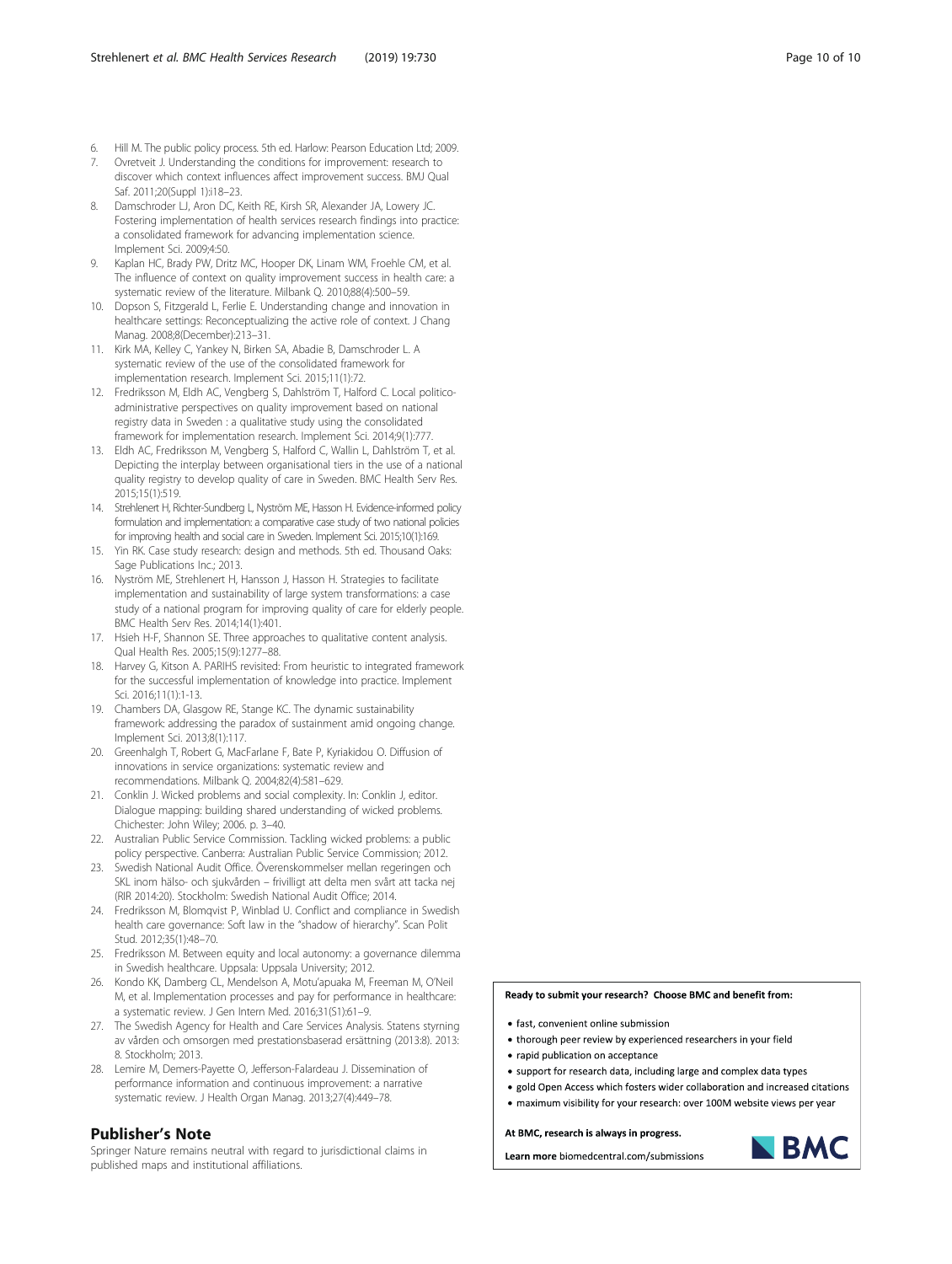6. Hill M. The public policy process. 5th ed. Harlow: Pearson Education Ltd; 2009.
7. Ovretveit J. Understanding the conditions for improvement: research to discover which context influences affect improvement success. BMJ Qual Saf. 2011;20(Suppl 1):i18–23.
8. Damschroder LJ, Aron DC, Keith RE, Kirsh SR, Alexander JA, Lowery JC. Fostering implementation of health services research findings into practice: a consolidated framework for advancing implementation science. Implement Sci. 2009;4:50.
9. Kaplan HC, Brady PW, Dritz MC, Hooper DK, Linam WM, Froehle CM, et al. The influence of context on quality improvement success in health care: a systematic review of the literature. Milbank Q. 2010;88(4):500–59.
10. Dopson S, Fitzgerald L, Ferlie E. Understanding change and innovation in healthcare settings: Reconceptualizing the active role of context. J Chang Manag. 2008;8(December):213–31.
11. Kirk MA, Kelley C, Yankey N, Birken SA, Abadie B, Damschroder L. A systematic review of the use of the consolidated framework for implementation research. Implement Sci. 2015;11(1):72.
12. Fredriksson M, Eldh AC, Vengberg S, Dahlström T, Halford C. Local politico-administrative perspectives on quality improvement based on national registry data in Sweden : a qualitative study using the consolidated framework for implementation research. Implement Sci. 2014;9(1):777.
13. Eldh AC, Fredriksson M, Vengberg S, Halford C, Wallin L, Dahlström T, et al. Depicting the interplay between organisational tiers in the use of a national quality registry to develop quality of care in Sweden. BMC Health Serv Res. 2015;15(1):519.
14. Strehlenert H, Richter-Sundberg L, Nyström ME, Hasson H. Evidence-informed policy formulation and implementation: a comparative case study of two national policies for improving health and social care in Sweden. Implement Sci. 2015;10(1):169.
15. Yin RK. Case study research: design and methods. 5th ed. Thousand Oaks: Sage Publications Inc.; 2013.
16. Nyström ME, Strehlenert H, Hansson J, Hasson H. Strategies to facilitate implementation and sustainability of large system transformations: a case study of a national program for improving quality of care for elderly people. BMC Health Serv Res. 2014;14(1):401.
17. Hsieh H-F, Shannon SE. Three approaches to qualitative content analysis. Qual Health Res. 2005;15(9):1277–88.
18. Harvey G, Kitson A. PARIHS revisited: From heuristic to integrated framework for the successful implementation of knowledge into practice. Implement Sci. 2016;11(1):1-13.
19. Chambers DA, Glasgow RE, Stange KC. The dynamic sustainability framework: addressing the paradox of sustainment amid ongoing change. Implement Sci. 2013;8(1):117.
20. Greenhalgh T, Robert G, MacFarlane F, Bate P, Kyriakidou O. Diffusion of innovations in service organizations: systematic review and recommendations. Milbank Q. 2004;82(4):581–629.
21. Conklin J. Wicked problems and social complexity. In: Conklin J, editor. Dialogue mapping: building shared understanding of wicked problems. Chichester: John Wiley; 2006. p. 3–40.
22. Australian Public Service Commission. Tackling wicked problems: a public policy perspective. Canberra: Australian Public Service Commission; 2012.
23. Swedish National Audit Office. Överenskommelser mellan regeringen och SKL inom hälso- och sjukvården – frivilligt att delta men svårt att tacka nej (RIR 2014:20). Stockholm: Swedish National Audit Office; 2014.
24. Fredriksson M, Blomqvist P, Winblad U. Conflict and compliance in Swedish health care governance: Soft law in the "shadow of hierarchy". Scan Polit Stud. 2012;35(1):48–70.
25. Fredriksson M. Between equity and local autonomy: a governance dilemma in Swedish healthcare. Uppsala: Uppsala University; 2012.
26. Kondo KK, Damberg CL, Mendelson A, Motu'apuaka M, Freeman M, O'Neil M, et al. Implementation processes and pay for performance in healthcare: a systematic review. J Gen Intern Med. 2016;31(S1):61–9.
27. The Swedish Agency for Health and Care Services Analysis. Statens styrning av vården och omsorgen med prestationsbaserad ersättning (2013:8). 2013: 8. Stockholm; 2013.
28. Lemire M, Demers-Payette O, Jefferson-Falardeau J. Dissemination of performance information and continuous improvement: a narrative systematic review. J Health Organ Manag. 2013;27(4):449–78.

## Publisher's Note

Springer Nature remains neutral with regard to jurisdictional claims in published maps and institutional affiliations.